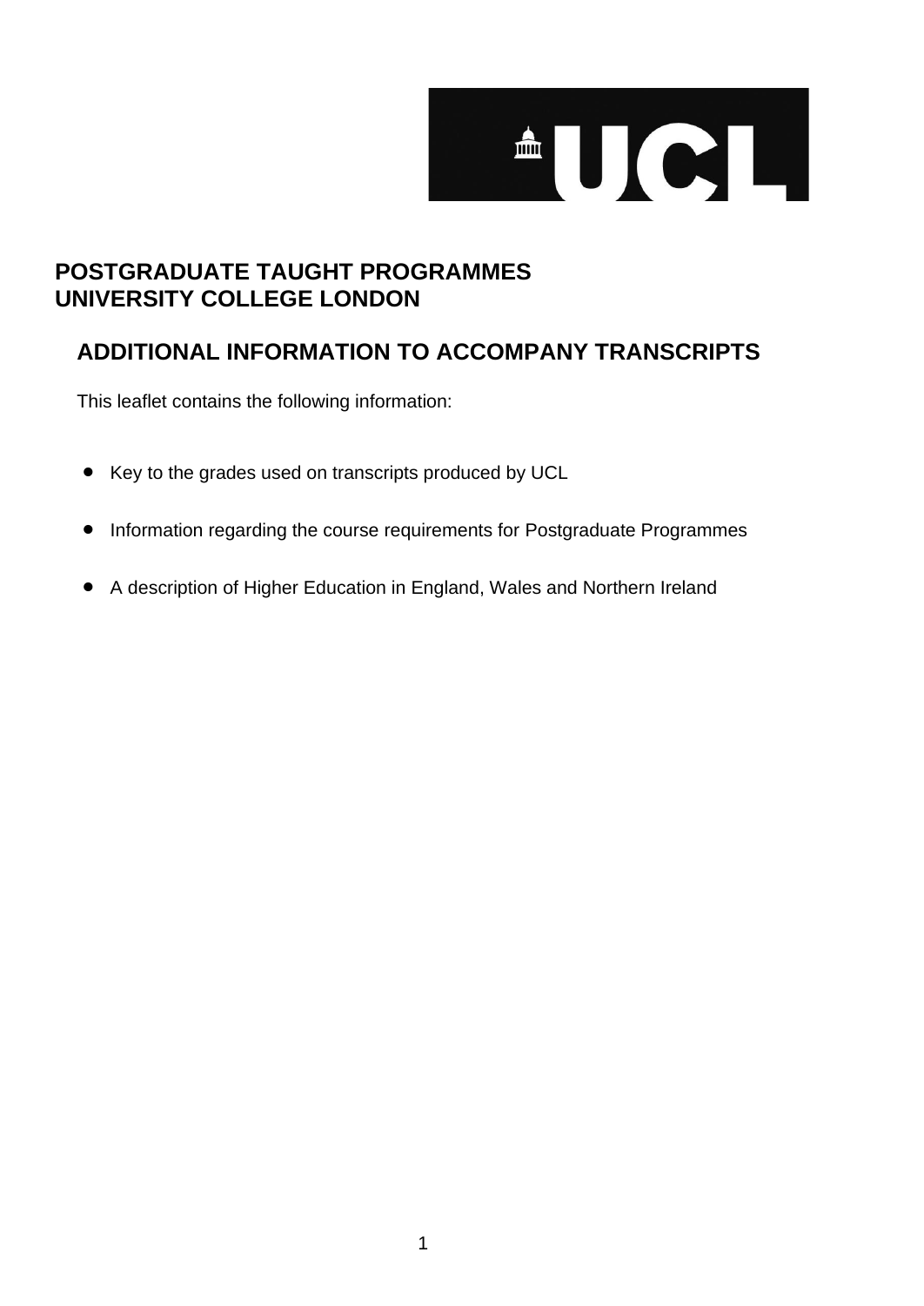# POSTGRADUATE TAUGHT PROGRAMMES
# UNIVERSITY COLLEGE LONDON

## ADDITIONAL INFORMATION TO ACCOMPANY TRANSCRIPTS

This leaflet contains the following information:

- Key to the grades used on transcripts produced by UCL
- Information regarding the course requirements for Postgraduate Programmes
- A description of Higher Education in England, Wales and Northern Ireland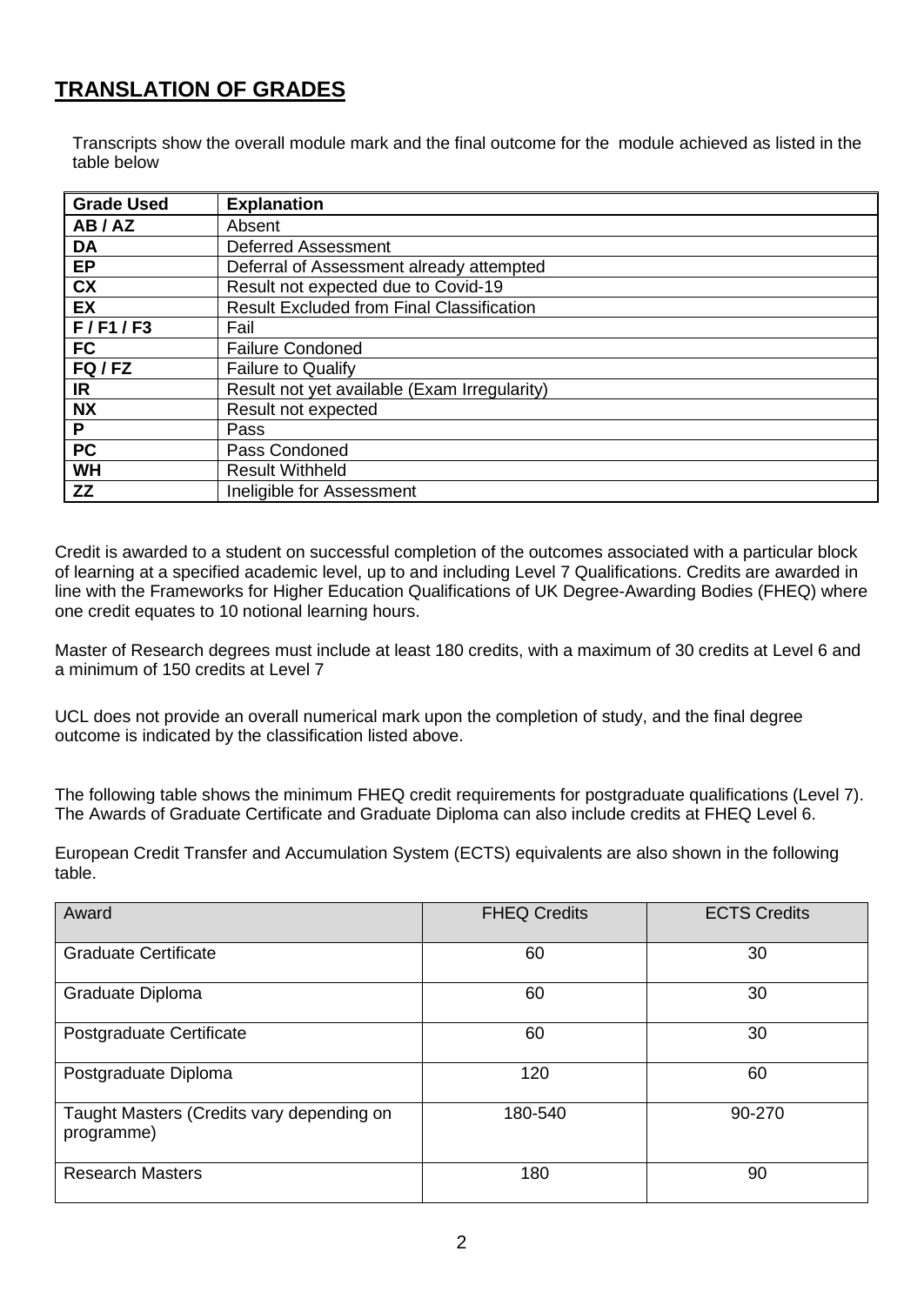## TRANSLATION OF GRADES

Transcripts show the overall module mark and the final outcome for the module achieved as listed in the table below

| Grade Used | Explanation |
|---|---|
| **AB / AZ** | Absent |
| **DA** | Deferred Assessment |
| **EP** | Deferral of Assessment already attempted |
| **CX** | Result not expected due to Covid-19 |
| **EX** | Result Excluded from Final Classification |
| **F / F1 / F3** | Fail |
| **FC** | Failure Condoned |
| **FQ / FZ** | Failure to Qualify |
| **IR** | Result not yet available (Exam Irregularity) |
| **NX** | Result not expected |
| **P** | Pass |
| **PC** | Pass Condoned |
| **WH** | Result Withheld |
| **ZZ** | Ineligible for Assessment |

Credit is awarded to a student on successful completion of the outcomes associated with a particular block of learning at a specified academic level, up to and including Level 7 Qualifications. Credits are awarded in line with the Frameworks for Higher Education Qualifications of UK Degree-Awarding Bodies (FHEQ) where one credit equates to 10 notional learning hours.

Master of Research degrees must include at least 180 credits, with a maximum of 30 credits at Level 6 and a minimum of 150 credits at Level 7

UCL does not provide an overall numerical mark upon the completion of study, and the final degree outcome is indicated by the classification listed above.

The following table shows the minimum FHEQ credit requirements for postgraduate qualifications (Level 7). The Awards of Graduate Certificate and Graduate Diploma can also include credits at FHEQ Level 6.

European Credit Transfer and Accumulation System (ECTS) equivalents are also shown in the following table.

| Award | FHEQ Credits | ECTS Credits |
|---|---|---|
| Graduate Certificate | 60 | 30 |
| Graduate Diploma | 60 | 30 |
| Postgraduate Certificate | 60 | 30 |
| Postgraduate Diploma | 120 | 60 |
| Taught Masters (Credits vary depending on programme) | 180-540 | 90-270 |
| Research Masters | 180 | 90 |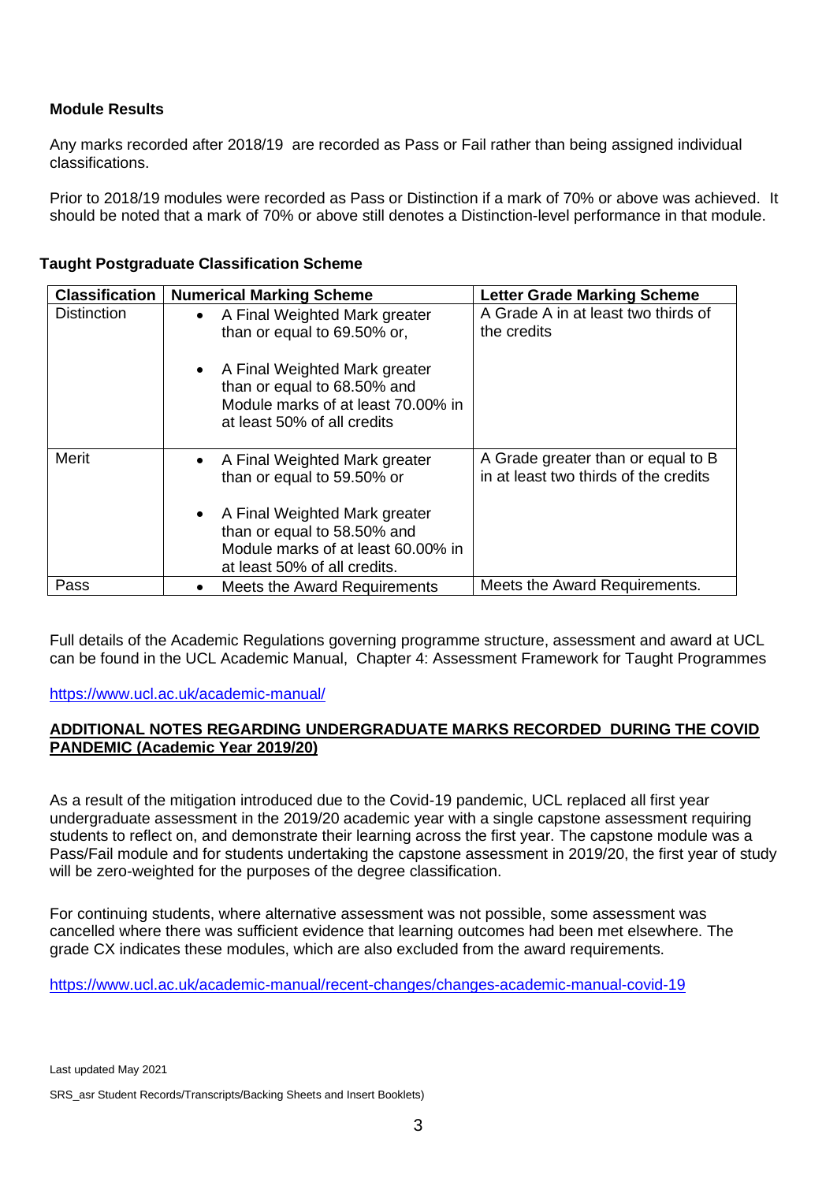**Module Results**

Any marks recorded after 2018/19 are recorded as Pass or Fail rather than being assigned individual classifications.

Prior to 2018/19 modules were recorded as Pass or Distinction if a mark of 70% or above was achieved. It should be noted that a mark of 70% or above still denotes a Distinction-level performance in that module.

**Taught Postgraduate Classification Scheme**

| Classification | Numerical Marking Scheme | Letter Grade Marking Scheme |
|---|---|---|
| Distinction | • A Final Weighted Mark greater than or equal to 69.50% or,<br><br>• A Final Weighted Mark greater than or equal to 68.50% and Module marks of at least 70.00% in at least 50% of all credits | A Grade A in at least two thirds of the credits |
| Merit | • A Final Weighted Mark greater than or equal to 59.50% or<br><br>• A Final Weighted Mark greater than or equal to 58.50% and Module marks of at least 60.00% in at least 50% of all credits. | A Grade greater than or equal to B in at least two thirds of the credits |
| Pass | • Meets the Award Requirements | Meets the Award Requirements. |

Full details of the Academic Regulations governing programme structure, assessment and award at UCL can be found in the UCL Academic Manual, Chapter 4: Assessment Framework for Taught Programmes

https://www.ucl.ac.uk/academic-manual/

**ADDITIONAL NOTES REGARDING UNDERGRADUATE MARKS RECORDED DURING THE COVID PANDEMIC (Academic Year 2019/20)**

As a result of the mitigation introduced due to the Covid-19 pandemic, UCL replaced all first year undergraduate assessment in the 2019/20 academic year with a single capstone assessment requiring students to reflect on, and demonstrate their learning across the first year. The capstone module was a Pass/Fail module and for students undertaking the capstone assessment in 2019/20, the first year of study will be zero-weighted for the purposes of the degree classification.

For continuing students, where alternative assessment was not possible, some assessment was cancelled where there was sufficient evidence that learning outcomes had been met elsewhere. The grade CX indicates these modules, which are also excluded from the award requirements.

https://www.ucl.ac.uk/academic-manual/recent-changes/changes-academic-manual-covid-19

Last updated May 2021

SRS_asr Student Records/Transcripts/Backing Sheets and Insert Booklets)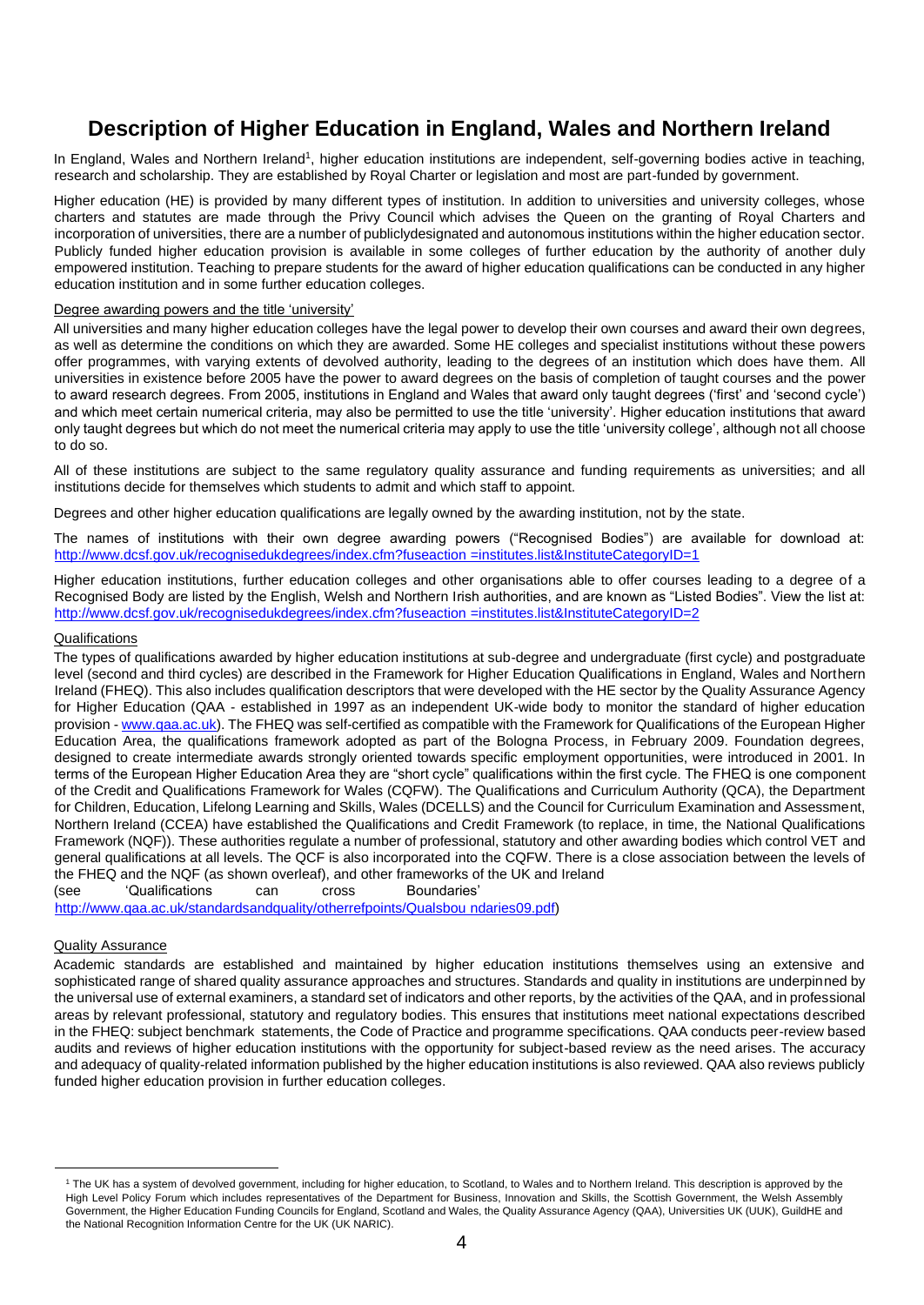# Description of Higher Education in England, Wales and Northern Ireland

In England, Wales and Northern Ireland[1], higher education institutions are independent, self-governing bodies active in teaching, research and scholarship. They are established by Royal Charter or legislation and most are part-funded by government.

Higher education (HE) is provided by many different types of institution. In addition to universities and university colleges, whose charters and statutes are made through the Privy Council which advises the Queen on the granting of Royal Charters and incorporation of universities, there are a number of publiclydesignated and autonomous institutions within the higher education sector. Publicly funded higher education provision is available in some colleges of further education by the authority of another duly empowered institution. Teaching to prepare students for the award of higher education qualifications can be conducted in any higher education institution and in some further education colleges.

## Degree awarding powers and the title 'university'

All universities and many higher education colleges have the legal power to develop their own courses and award their own degrees, as well as determine the conditions on which they are awarded. Some HE colleges and specialist institutions without these powers offer programmes, with varying extents of devolved authority, leading to the degrees of an institution which does have them. All universities in existence before 2005 have the power to award degrees on the basis of completion of taught courses and the power to award research degrees. From 2005, institutions in England and Wales that award only taught degrees ('first' and 'second cycle') and which meet certain numerical criteria, may also be permitted to use the title 'university'. Higher education institutions that award only taught degrees but which do not meet the numerical criteria may apply to use the title 'university college', although not all choose to do so.

All of these institutions are subject to the same regulatory quality assurance and funding requirements as universities; and all institutions decide for themselves which students to admit and which staff to appoint.

Degrees and other higher education qualifications are legally owned by the awarding institution, not by the state.

The names of institutions with their own degree awarding powers ("Recognised Bodies") are available for download at: http://www.dcsf.gov.uk/recognisedukdegrees/index.cfm?fuseaction =institutes.list&InstituteCategoryID=1

Higher education institutions, further education colleges and other organisations able to offer courses leading to a degree of a Recognised Body are listed by the English, Welsh and Northern Irish authorities, and are known as "Listed Bodies". View the list at: http://www.dcsf.gov.uk/recognisedukdegrees/index.cfm?fuseaction =institutes.list&InstituteCategoryID=2

## Qualifications

The types of qualifications awarded by higher education institutions at sub-degree and undergraduate (first cycle) and postgraduate level (second and third cycles) are described in the Framework for Higher Education Qualifications in England, Wales and Northern Ireland (FHEQ). This also includes qualification descriptors that were developed with the HE sector by the Quality Assurance Agency for Higher Education (QAA - established in 1997 as an independent UK-wide body to monitor the standard of higher education provision - www.qaa.ac.uk). The FHEQ was self-certified as compatible with the Framework for Qualifications of the European Higher Education Area, the qualifications framework adopted as part of the Bologna Process, in February 2009. Foundation degrees, designed to create intermediate awards strongly oriented towards specific employment opportunities, were introduced in 2001. In terms of the European Higher Education Area they are "short cycle" qualifications within the first cycle. The FHEQ is one component of the Credit and Qualifications Framework for Wales (CQFW). The Qualifications and Curriculum Authority (QCA), the Department for Children, Education, Lifelong Learning and Skills, Wales (DCELLS) and the Council for Curriculum Examination and Assessment, Northern Ireland (CCEA) have established the Qualifications and Credit Framework (to replace, in time, the National Qualifications Framework (NQF)). These authorities regulate a number of professional, statutory and other awarding bodies which control VET and general qualifications at all levels. The QCF is also incorporated into the CQFW. There is a close association between the levels of the FHEQ and the NQF (as shown overleaf), and other frameworks of the UK and Ireland (see 'Qualifications can cross Boundaries' http://www.qaa.ac.uk/standardsandquality/otherrefpoints/Qualsbou ndaries09.pdf)

## Quality Assurance

Academic standards are established and maintained by higher education institutions themselves using an extensive and sophisticated range of shared quality assurance approaches and structures. Standards and quality in institutions are underpinned by the universal use of external examiners, a standard set of indicators and other reports, by the activities of the QAA, and in professional areas by relevant professional, statutory and regulatory bodies. This ensures that institutions meet national expectations described in the FHEQ: subject benchmark statements, the Code of Practice and programme specifications. QAA conducts peer-review based audits and reviews of higher education institutions with the opportunity for subject-based review as the need arises. The accuracy and adequacy of quality-related information published by the higher education institutions is also reviewed. QAA also reviews publicly funded higher education provision in further education colleges.

---

[1] The UK has a system of devolved government, including for higher education, to Scotland, to Wales and to Northern Ireland. This description is approved by the High Level Policy Forum which includes representatives of the Department for Business, Innovation and Skills, the Scottish Government, the Welsh Assembly Government, the Higher Education Funding Councils for England, Scotland and Wales, the Quality Assurance Agency (QAA), Universities UK (UUK), GuildHE and the National Recognition Information Centre for the UK (UK NARIC).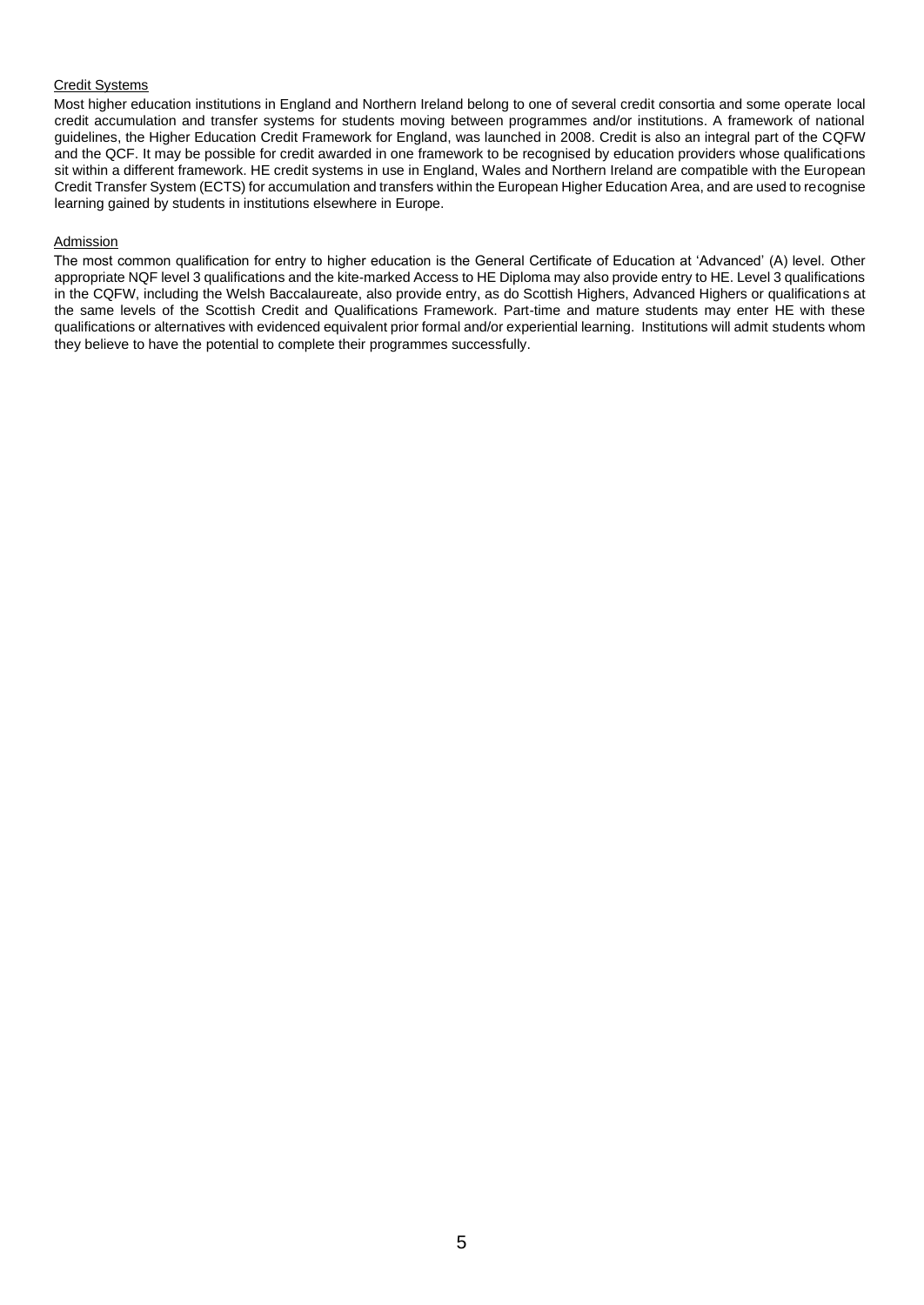## Credit Systems

Most higher education institutions in England and Northern Ireland belong to one of several credit consortia and some operate local credit accumulation and transfer systems for students moving between programmes and/or institutions. A framework of national guidelines, the Higher Education Credit Framework for England, was launched in 2008. Credit is also an integral part of the CQFW and the QCF. It may be possible for credit awarded in one framework to be recognised by education providers whose qualifications sit within a different framework. HE credit systems in use in England, Wales and Northern Ireland are compatible with the European Credit Transfer System (ECTS) for accumulation and transfers within the European Higher Education Area, and are used to recognise learning gained by students in institutions elsewhere in Europe.

## Admission

The most common qualification for entry to higher education is the General Certificate of Education at 'Advanced' (A) level. Other appropriate NQF level 3 qualifications and the kite-marked Access to HE Diploma may also provide entry to HE. Level 3 qualifications in the CQFW, including the Welsh Baccalaureate, also provide entry, as do Scottish Highers, Advanced Highers or qualifications at the same levels of the Scottish Credit and Qualifications Framework. Part-time and mature students may enter HE with these qualifications or alternatives with evidenced equivalent prior formal and/or experiential learning. Institutions will admit students whom they believe to have the potential to complete their programmes successfully.